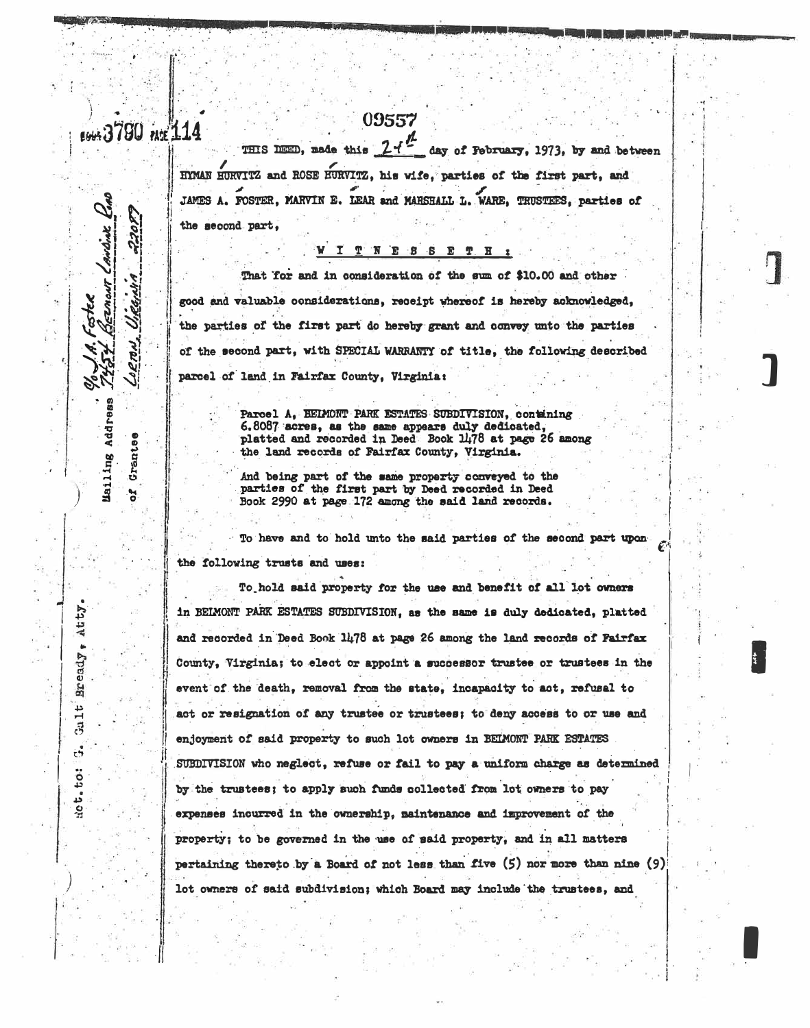BOOK 3790 PAGE 114

09557

THIS DEED, made this 24th day of February, 1973, by and between HYMAN HURVITZ and ROSE HURVITZ, his wife, parties of the first part, and JAMES A. FOSTER, MARVIN E. LEAR and MARSHALL L. WARE, TRUSTEES, parties of the second part,

W I T N E S S E T H :

That for and in consideration of the sum of $10.00 and other good and valuable considerations, receipt whereof is hereby acknowledged, the parties of the first part do hereby grant and convey unto the parties of the second part, with SPECIAL WARRANTY of title, the following described parcel of land in Fairfax County, Virginia:

> Parcel A, BELMONT PARK ESTATES SUBDIVISION, containing 6.8087 acres, as the same appears duly dedicated, platted and recorded in Deed Book 1478 at page 26 among the land records of Fairfax County, Virginia.
>
> And being part of the same property conveyed to the parties of the first part by Deed recorded in Deed Book 2990 at page 172 among the said land records.

To have and to hold unto the said parties of the second part upon the following trusts and uses:

To hold said property for the use and benefit of all lot owners in BELMONT PARK ESTATES SUBDIVISION, as the same is duly dedicated, platted and recorded in Deed Book 1478 at page 26 among the land records of Fairfax County, Virginia; to elect or appoint a successor trustee or trustees in the event of the death, removal from the state, incapacity to act, refusal to act or resignation of any trustee or trustees; to deny access to or use and enjoyment of said property to such lot owners in BELMONT PARK ESTATES SUBDIVISION who neglect, refuse or fail to pay a uniform charge as determined by the trustees; to apply such funds collected from lot owners to pay expenses incurred in the ownership, maintenance and improvement of the property; to be governed in the use of said property, and in all matters pertaining thereto by a Board of not less than five (5) nor more than nine (9) lot owners of said subdivision; which Board may include the trustees, and

Mailing Address of Grantee: c/o J.A. Foster, 7451 Belmont Landing Road, Lorton, Virginia 22079

Ret. to: G. Galt Bready, Atty.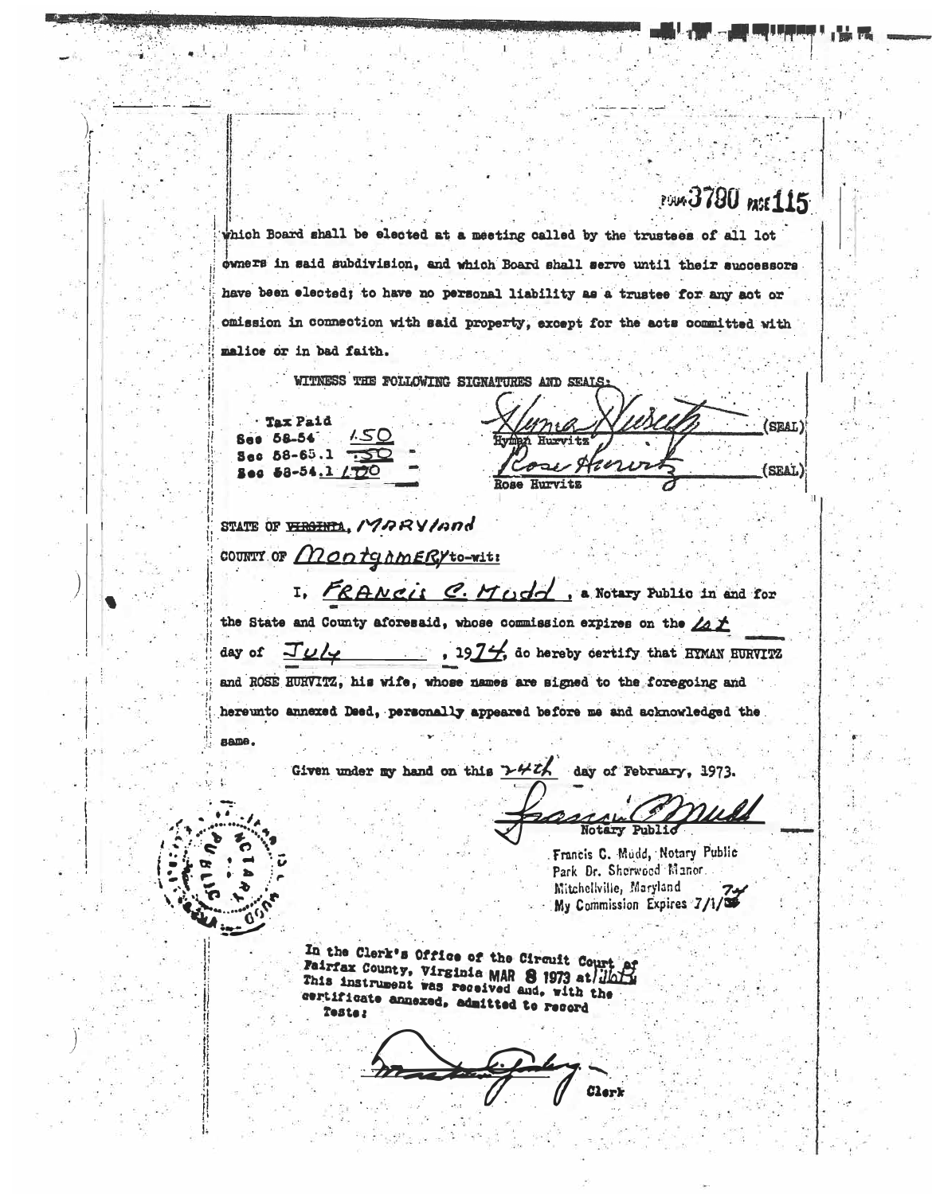BOOK 3780 PAGE 115

which Board shall be elected at a meeting called by the trustees of all lot owners in said subdivision, and which Board shall serve until their successors have been elected; to have no personal liability as a trustee for any act or omission in connection with said property, except for the acts committed with malice or in bad faith.

WITNESS THE FOLLOWING SIGNATURES AND SEALS:

Tax Paid
Sec 58-54 1.50
Sec 58-65.1 .50
Sec 58-54.1 1.50

Hyman Hurvitz (SEAL)

Rose Hurvitz (SEAL)

STATE OF ~~VIRGINIA~~, MARYland

COUNTY OF Montgomery to-wit:

I, FRANCIS C. Mudd, a Notary Public in and for the State and County aforesaid, whose commission expires on the 1st day of July, 1974, do hereby certify that HYMAN HURVITZ and ROSE HURVITZ, his wife, whose names are signed to the foregoing and hereunto annexed Deed, personally appeared before me and acknowledged the same.

Given under my hand on this 24th day of February, 1973.

Notary Public

Francis C. Mudd, Notary Public
Park Dr. Sherwood Manor
Mitchellville, Maryland
My Commission Expires 7/1/74

In the Clerk's Office of the Circuit Court of Fairfax County, Virginia MAR 8 1973 at
This instrument was received and, with the certificate annexed, admitted to record
Teste:

Clerk